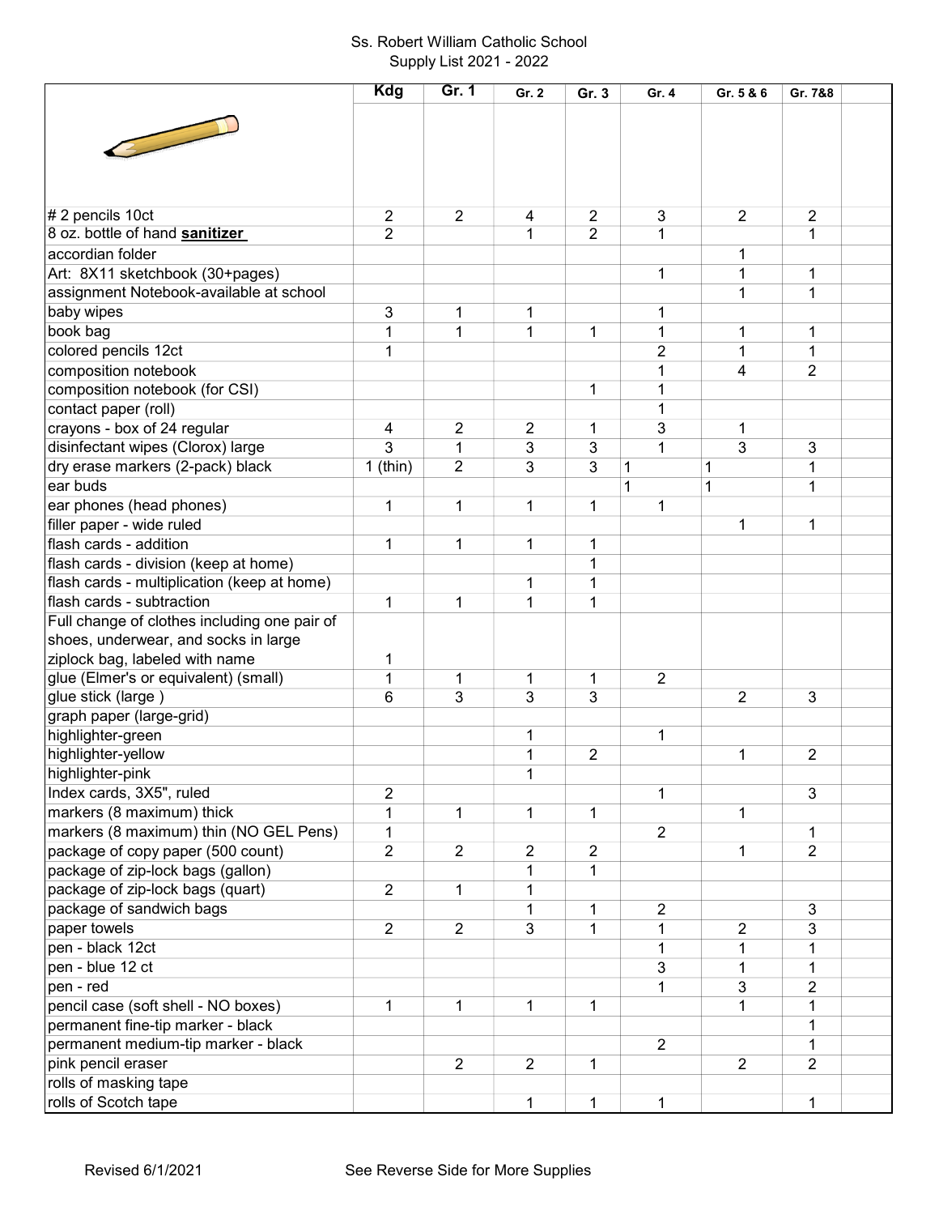Ss. Robert William Catholic School
Supply List 2021 - 2022

| | Kdg | Gr. 1 | Gr. 2 | Gr. 3 | Gr. 4 | Gr. 5 & 6 | Gr. 7&8 | |
|---|---|---|---|---|---|---|---|---|
| # 2 pencils 10ct | 2 | 2 | 4 | 2 | 3 | 2 | 2 | |
| 8 oz. bottle of hand **sanitizer** | 2 | | 1 | 2 | 1 | | 1 | |
| accordian folder | | | | | | 1 | | |
| Art: 8X11 sketchbook (30+pages) | | | | | 1 | 1 | 1 | |
| assignment Notebook-available at school | | | | | | 1 | 1 | |
| baby wipes | 3 | 1 | 1 | | 1 | | | |
| book bag | 1 | 1 | 1 | 1 | 1 | 1 | 1 | |
| colored pencils 12ct | 1 | | | | 2 | 1 | 1 | |
| composition notebook | | | | | 1 | 4 | 2 | |
| composition notebook (for CSI) | | | | 1 | 1 | | | |
| contact paper (roll) | | | | | 1 | | | |
| crayons - box of 24 regular | 4 | 2 | 2 | 1 | 3 | 1 | | |
| disinfectant wipes (Clorox) large | 3 | 1 | 3 | 3 | 1 | 3 | 3 | |
| dry erase markers (2-pack) black | 1 (thin) | 2 | 3 | 3 | 1 | 1 | 1 | |
| ear buds | | | | | 1 | 1 | 1 | |
| ear phones (head phones) | 1 | 1 | 1 | 1 | 1 | | | |
| filler paper - wide ruled | | | | | | 1 | 1 | |
| flash cards - addition | 1 | 1 | 1 | 1 | | | | |
| flash cards - division (keep at home) | | | | 1 | | | | |
| flash cards - multiplication (keep at home) | | | 1 | 1 | | | | |
| flash cards - subtraction | 1 | 1 | 1 | 1 | | | | |
| Full change of clothes including one pair of shoes, underwear, and socks in large ziplock bag, labeled with name | 1 | | | | | | | |
| glue (Elmer's or equivalent) (small) | 1 | 1 | 1 | 1 | 2 | | | |
| glue stick (large ) | 6 | 3 | 3 | 3 | | 2 | 3 | |
| graph paper (large-grid) | | | | | | | | |
| highlighter-green | | | 1 | | 1 | | | |
| highlighter-yellow | | | 1 | 2 | | 1 | 2 | |
| highlighter-pink | | | 1 | | | | | |
| Index cards, 3X5", ruled | 2 | | | | 1 | | 3 | |
| markers (8 maximum) thick | 1 | 1 | 1 | 1 | | 1 | | |
| markers (8 maximum) thin (NO GEL Pens) | 1 | | | | 2 | | 1 | |
| package of copy paper (500 count) | 2 | 2 | 2 | 2 | | 1 | 2 | |
| package of zip-lock bags (gallon) | | | 1 | 1 | | | | |
| package of zip-lock bags (quart) | 2 | 1 | 1 | | | | | |
| package of sandwich bags | | | 1 | 1 | 2 | | 3 | |
| paper towels | 2 | 2 | 3 | 1 | 1 | 2 | 3 | |
| pen - black 12ct | | | | | 1 | 1 | 1 | |
| pen - blue 12 ct | | | | | 3 | 1 | 1 | |
| pen - red | | | | | 1 | 3 | 2 | |
| pencil case (soft shell - NO boxes) | 1 | 1 | 1 | 1 | | 1 | 1 | |
| permanent fine-tip marker - black | | | | | | | 1 | |
| permanent medium-tip marker - black | | | | | 2 | | 1 | |
| pink pencil eraser | | 2 | 2 | 1 | | 2 | 2 | |
| rolls of masking tape | | | | | | | | |
| rolls of Scotch tape | | | 1 | 1 | 1 | | 1 | |

Revised 6/1/2021

See Reverse Side for More Supplies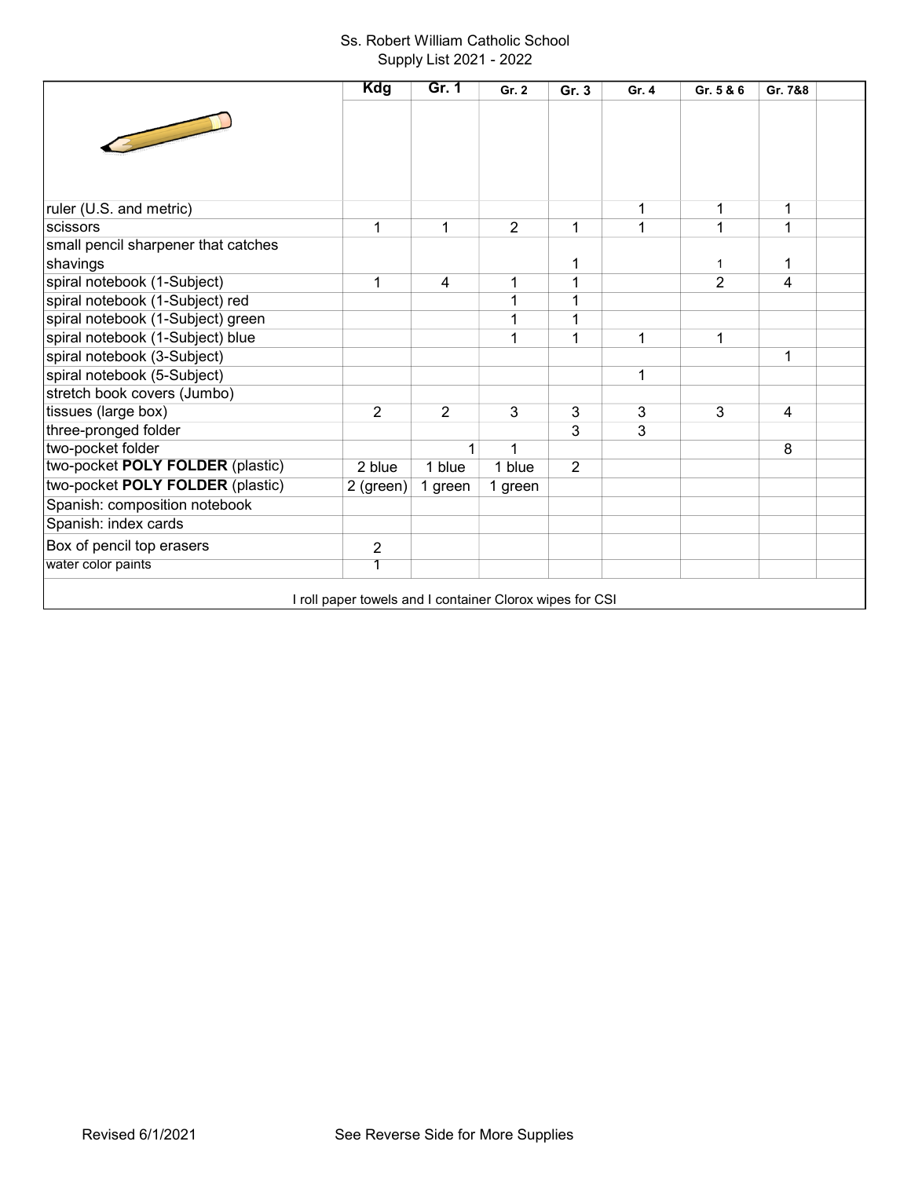Ss. Robert William Catholic School
Supply List 2021 - 2022

| | Kdg | Gr. 1 | Gr. 2 | Gr. 3 | Gr. 4 | Gr. 5 & 6 | Gr. 7&8 | |
|---|---|---|---|---|---|---|---|---|
| ruler (U.S. and metric) | | | | | 1 | 1 | 1 | |
| scissors | 1 | 1 | 2 | 1 | 1 | 1 | 1 | |
| small pencil sharpener that catches shavings | | | | 1 | | 1 | 1 | |
| spiral notebook (1-Subject) | 1 | 4 | 1 | 1 | | 2 | 4 | |
| spiral notebook (1-Subject) red | | | 1 | 1 | | | | |
| spiral notebook (1-Subject) green | | | 1 | 1 | | | | |
| spiral notebook (1-Subject) blue | | | 1 | 1 | 1 | 1 | | |
| spiral notebook (3-Subject) | | | | | | | 1 | |
| spiral notebook (5-Subject) | | | | | 1 | | | |
| stretch book covers (Jumbo) | | | | | | | | |
| tissues (large box) | 2 | 2 | 3 | 3 | 3 | 3 | 4 | |
| three-pronged folder | | | | 3 | 3 | | | |
| two-pocket folder | | 1 | 1 | | | | 8 | |
| two-pocket **POLY FOLDER** (plastic) | 2 blue | 1 blue | 1 blue | 2 | | | | |
| two-pocket **POLY FOLDER** (plastic) | 2 (green) | 1 green | 1 green | | | | | |
| Spanish: composition notebook | | | | | | | | |
| Spanish: index cards | | | | | | | | |
| Box of pencil top erasers | 2 | | | | | | | |
| water color paints | 1 | | | | | | | |

I roll paper towels and I container Clorox wipes for CSI

Revised 6/1/2021

See Reverse Side for More Supplies